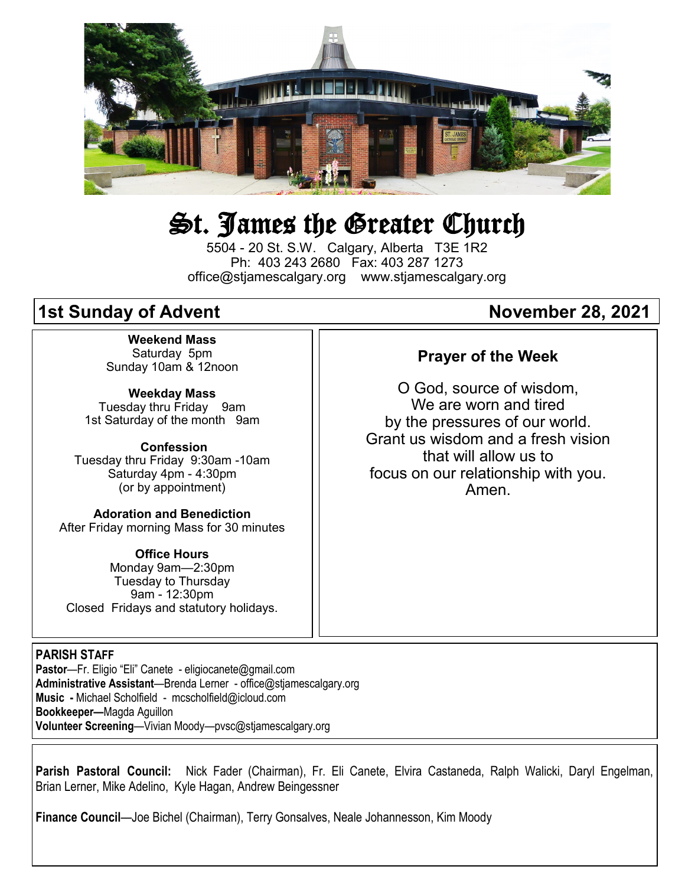# St. James the Greater Church

5504 - 20 St. S.W. Calgary, Alberta T3E 1R2
Ph: 403 243 2680 Fax: 403 287 1273
office@stjamescalgary.org www.stjamescalgary.org

## 1st Sunday of Advent — November 28, 2021

**Weekend Mass**
Saturday 5pm
Sunday 10am & 12noon

**Weekday Mass**
Tuesday thru Friday 9am
1st Saturday of the month 9am

**Confession**
Tuesday thru Friday 9:30am -10am
Saturday 4pm - 4:30pm
(or by appointment)

**Adoration and Benediction**
After Friday morning Mass for 30 minutes

**Office Hours**
Monday 9am—2:30pm
Tuesday to Thursday
9am - 12:30pm
Closed Fridays and statutory holidays.

### Prayer of the Week

O God, source of wisdom,
We are worn and tired
by the pressures of our world.
Grant us wisdom and a fresh vision
that will allow us to
focus on our relationship with you.
Amen.

**PARISH STAFF**

**Pastor**—Fr. Eligio "Eli" Canete - eligiocanete@gmail.com
**Administrative Assistant**—Brenda Lerner - office@stjamescalgary.org
**Music -** Michael Scholfield - mcscholfield@icloud.com
**Bookkeeper—**Magda Aguillon
**Volunteer Screening**—Vivian Moody—pvsc@stjamescalgary.org

**Parish Pastoral Council:** Nick Fader (Chairman), Fr. Eli Canete, Elvira Castaneda, Ralph Walicki, Daryl Engelman, Brian Lerner, Mike Adelino, Kyle Hagan, Andrew Beingessner

**Finance Council**—Joe Bichel (Chairman), Terry Gonsalves, Neale Johannesson, Kim Moody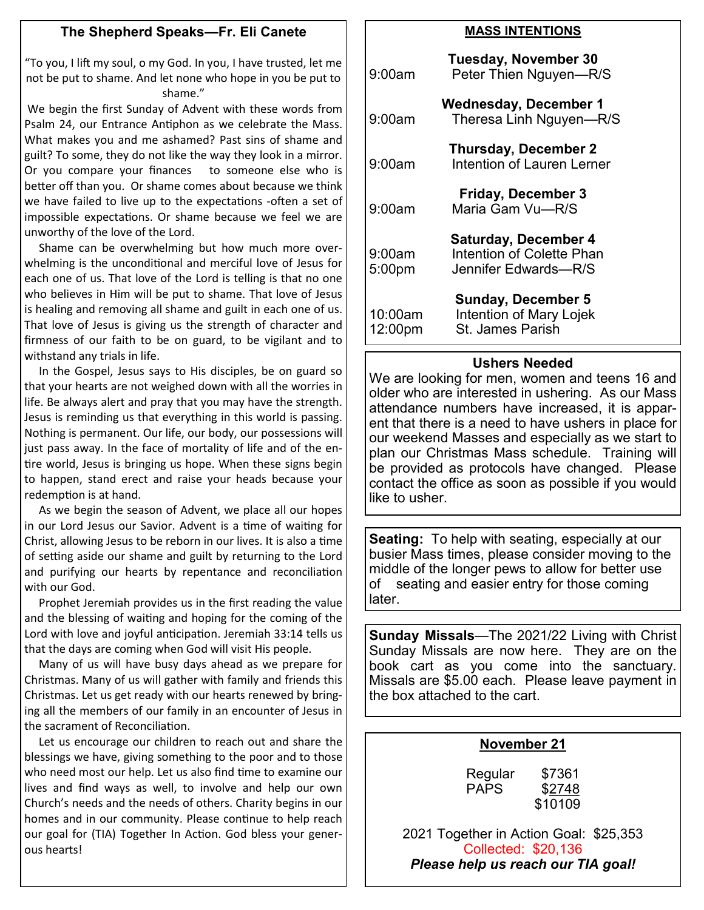## The Shepherd Speaks—Fr. Eli Canete

"To you, I lift my soul, o my God. In you, I have trusted, let me not be put to shame. And let none who hope in you be put to shame."

We begin the first Sunday of Advent with these words from Psalm 24, our Entrance Antiphon as we celebrate the Mass. What makes you and me ashamed? Past sins of shame and guilt? To some, they do not like the way they look in a mirror. Or you compare your finances to someone else who is better off than you. Or shame comes about because we think we have failed to live up to the expectations -often a set of impossible expectations. Or shame because we feel we are unworthy of the love of the Lord.

Shame can be overwhelming but how much more overwhelming is the unconditional and merciful love of Jesus for each one of us. That love of the Lord is telling is that no one who believes in Him will be put to shame. That love of Jesus is healing and removing all shame and guilt in each one of us. That love of Jesus is giving us the strength of character and firmness of our faith to be on guard, to be vigilant and to withstand any trials in life.

In the Gospel, Jesus says to His disciples, be on guard so that your hearts are not weighed down with all the worries in life. Be always alert and pray that you may have the strength. Jesus is reminding us that everything in this world is passing. Nothing is permanent. Our life, our body, our possessions will just pass away. In the face of mortality of life and of the entire world, Jesus is bringing us hope. When these signs begin to happen, stand erect and raise your heads because your redemption is at hand.

As we begin the season of Advent, we place all our hopes in our Lord Jesus our Savior. Advent is a time of waiting for Christ, allowing Jesus to be reborn in our lives. It is also a time of setting aside our shame and guilt by returning to the Lord and purifying our hearts by repentance and reconciliation with our God.

Prophet Jeremiah provides us in the first reading the value and the blessing of waiting and hoping for the coming of the Lord with love and joyful anticipation. Jeremiah 33:14 tells us that the days are coming when God will visit His people.

Many of us will have busy days ahead as we prepare for Christmas. Many of us will gather with family and friends this Christmas. Let us get ready with our hearts renewed by bringing all the members of our family in an encounter of Jesus in the sacrament of Reconciliation.

Let us encourage our children to reach out and share the blessings we have, giving something to the poor and to those who need most our help. Let us also find time to examine our lives and find ways as well, to involve and help our own Church's needs and the needs of others. Charity begins in our homes and in our community. Please continue to help reach our goal for (TIA) Together In Action. God bless your generous hearts!

## MASS INTENTIONS

**Tuesday, November 30**
9:00am Peter Thien Nguyen—R/S

**Wednesday, December 1**
9:00am Theresa Linh Nguyen—R/S

**Thursday, December 2**
9:00am Intention of Lauren Lerner

**Friday, December 3**
9:00am Maria Gam Vu—R/S

**Saturday, December 4**
9:00am Intention of Colette Phan
5:00pm Jennifer Edwards—R/S

**Sunday, December 5**
10:00am Intention of Mary Lojek
12:00pm St. James Parish

### Ushers Needed

We are looking for men, women and teens 16 and older who are interested in ushering. As our Mass attendance numbers have increased, it is apparent that there is a need to have ushers in place for our weekend Masses and especially as we start to plan our Christmas Mass schedule. Training will be provided as protocols have changed. Please contact the office as soon as possible if you would like to usher.

**Seating:** To help with seating, especially at our busier Mass times, please consider moving to the middle of the longer pews to allow for better use of seating and easier entry for those coming later.

**Sunday Missals**—The 2021/22 Living with Christ Sunday Missals are now here. They are on the book cart as you come into the sanctuary. Missals are $5.00 each. Please leave payment in the box attached to the cart.

### November 21

| | |
|---|---|
| Regular | $7361 |
| PAPS | $2748 |
| | $10109 |

2021 Together in Action Goal: $25,353
Collected: $20,136
***Please help us reach our TIA goal!***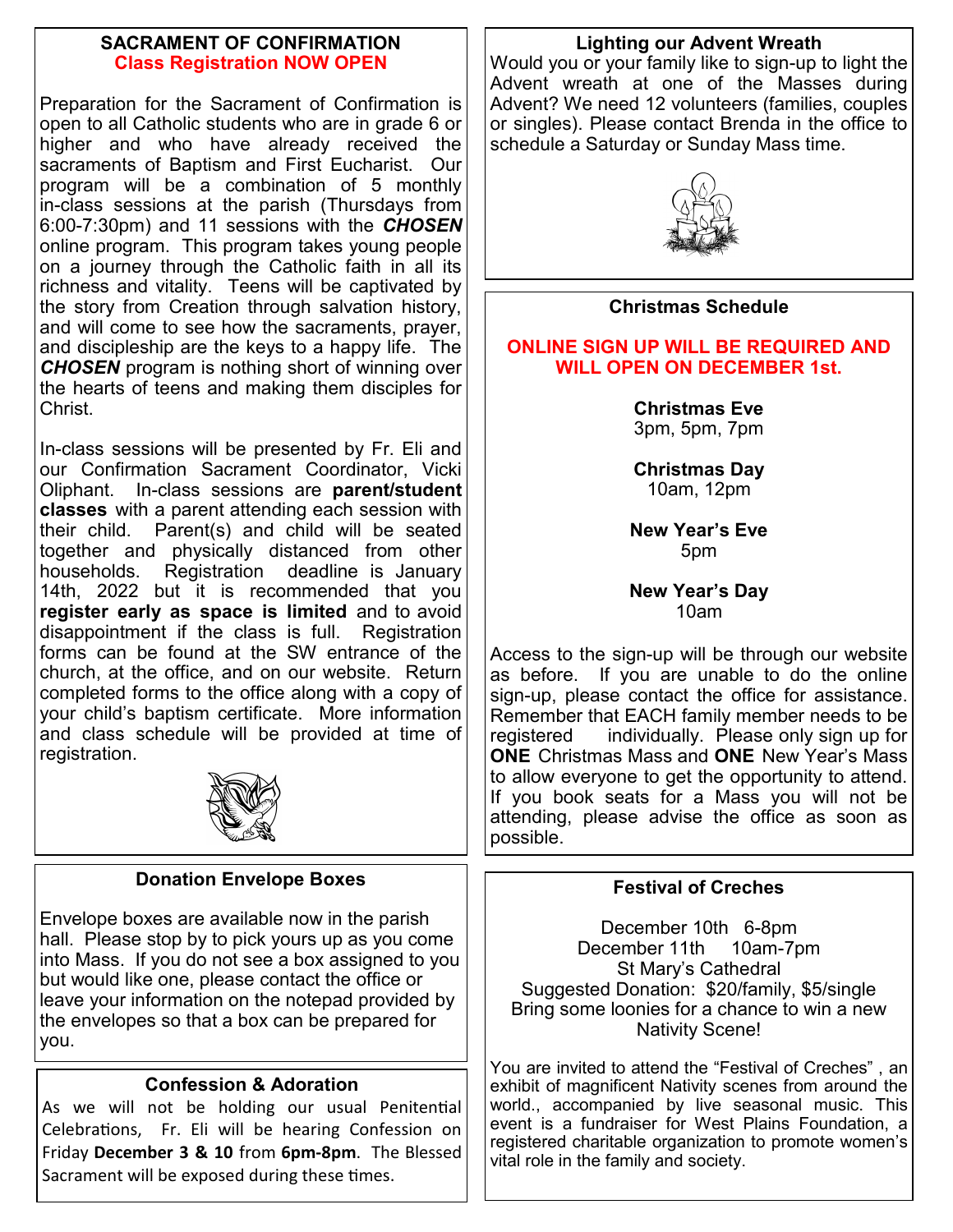## SACRAMENT OF CONFIRMATION

**Class Registration NOW OPEN**

Preparation for the Sacrament of Confirmation is open to all Catholic students who are in grade 6 or higher and who have already received the sacraments of Baptism and First Eucharist. Our program will be a combination of 5 monthly in-class sessions at the parish (Thursdays from 6:00-7:30pm) and 11 sessions with the ***CHOSEN*** online program. This program takes young people on a journey through the Catholic faith in all its richness and vitality. Teens will be captivated by the story from Creation through salvation history, and will come to see how the sacraments, prayer, and discipleship are the keys to a happy life. The ***CHOSEN*** program is nothing short of winning over the hearts of teens and making them disciples for Christ.

In-class sessions will be presented by Fr. Eli and our Confirmation Sacrament Coordinator, Vicki Oliphant. In-class sessions are **parent/student classes** with a parent attending each session with their child. Parent(s) and child will be seated together and physically distanced from other households. Registration deadline is January 14th, 2022 but it is recommended that you **register early as space is limited** and to avoid disappointment if the class is full. Registration forms can be found at the SW entrance of the church, at the office, and on our website. Return completed forms to the office along with a copy of your child's baptism certificate. More information and class schedule will be provided at time of registration.

## Donation Envelope Boxes

Envelope boxes are available now in the parish hall. Please stop by to pick yours up as you come into Mass. If you do not see a box assigned to you but would like one, please contact the office or leave your information on the notepad provided by the envelopes so that a box can be prepared for you.

## Confession & Adoration

As we will not be holding our usual Penitential Celebrations, Fr. Eli will be hearing Confession on Friday **December 3 & 10** from **6pm-8pm**. The Blessed Sacrament will be exposed during these times.

## Lighting our Advent Wreath

Would you or your family like to sign-up to light the Advent wreath at one of the Masses during Advent? We need 12 volunteers (families, couples or singles). Please contact Brenda in the office to schedule a Saturday or Sunday Mass time.

## Christmas Schedule

**ONLINE SIGN UP WILL BE REQUIRED AND WILL OPEN ON DECEMBER 1st.**

**Christmas Eve**
3pm, 5pm, 7pm

**Christmas Day**
10am, 12pm

**New Year's Eve**
5pm

**New Year's Day**
10am

Access to the sign-up will be through our website as before. If you are unable to do the online sign-up, please contact the office for assistance. Remember that EACH family member needs to be registered individually. Please only sign up for **ONE** Christmas Mass and **ONE** New Year's Mass to allow everyone to get the opportunity to attend. If you book seats for a Mass you will not be attending, please advise the office as soon as possible.

## Festival of Creches

December 10th 6-8pm
December 11th 10am-7pm
St Mary's Cathedral
Suggested Donation: $20/family, $5/single
Bring some loonies for a chance to win a new Nativity Scene!

You are invited to attend the "Festival of Creches" , an exhibit of magnificent Nativity scenes from around the world., accompanied by live seasonal music. This event is a fundraiser for West Plains Foundation, a registered charitable organization to promote women's vital role in the family and society.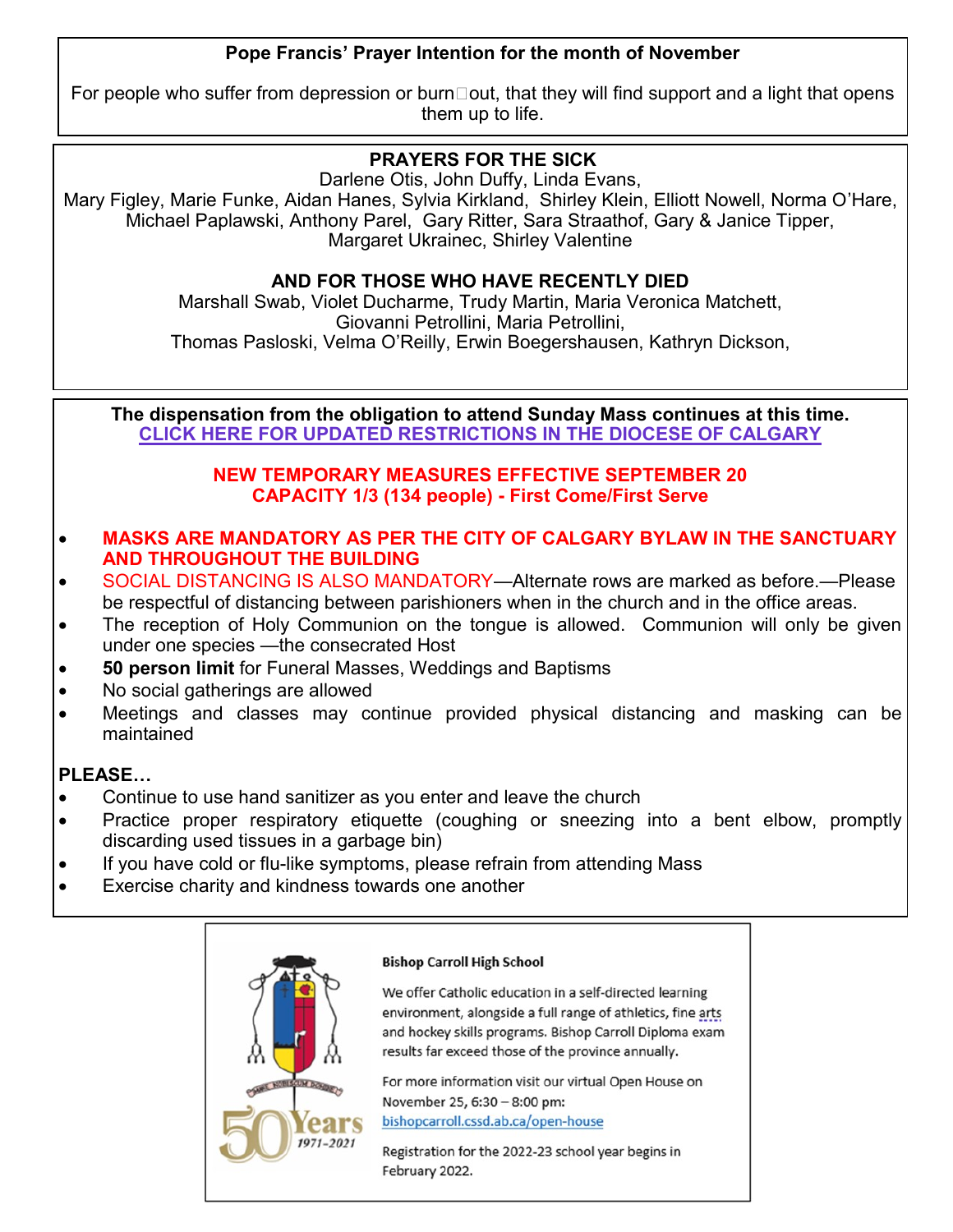**Pope Francis' Prayer Intention for the month of November**

For people who suffer from depression or burn-out, that they will find support and a light that opens them up to life.

**PRAYERS FOR THE SICK**

Darlene Otis, John Duffy, Linda Evans,
Mary Figley, Marie Funke, Aidan Hanes, Sylvia Kirkland, Shirley Klein, Elliott Nowell, Norma O'Hare, Michael Paplawski, Anthony Parel, Gary Ritter, Sara Straathof, Gary & Janice Tipper, Margaret Ukrainec, Shirley Valentine

**AND FOR THOSE WHO HAVE RECENTLY DIED**

Marshall Swab, Violet Ducharme, Trudy Martin, Maria Veronica Matchett,
Giovanni Petrollini, Maria Petrollini,
Thomas Pasloski, Velma O'Reilly, Erwin Boegershausen, Kathryn Dickson,

**The dispensation from the obligation to attend Sunday Mass continues at this time.**
CLICK HERE FOR UPDATED RESTRICTIONS IN THE DIOCESE OF CALGARY

**NEW TEMPORARY MEASURES EFFECTIVE SEPTEMBER 20**
**CAPACITY 1/3 (134 people) - First Come/First Serve**

- **MASKS ARE MANDATORY AS PER THE CITY OF CALGARY BYLAW IN THE SANCTUARY AND THROUGHOUT THE BUILDING**
- SOCIAL DISTANCING IS ALSO MANDATORY—Alternate rows are marked as before.—Please be respectful of distancing between parishioners when in the church and in the office areas.
- The reception of Holy Communion on the tongue is allowed. Communion will only be given under one species —the consecrated Host
- **50 person limit** for Funeral Masses, Weddings and Baptisms
- No social gatherings are allowed
- Meetings and classes may continue provided physical distancing and masking can be maintained

**PLEASE…**

- Continue to use hand sanitizer as you enter and leave the church
- Practice proper respiratory etiquette (coughing or sneezing into a bent elbow, promptly discarding used tissues in a garbage bin)
- If you have cold or flu-like symptoms, please refrain from attending Mass
- Exercise charity and kindness towards one another

50 Years 1971-2021

**Bishop Carroll High School**

We offer Catholic education in a self-directed learning environment, alongside a full range of athletics, fine arts and hockey skills programs. Bishop Carroll Diploma exam results far exceed those of the province annually.

For more information visit our virtual Open House on November 25, 6:30 – 8:00 pm:
bishopcarroll.cssd.ab.ca/open-house

Registration for the 2022-23 school year begins in February 2022.